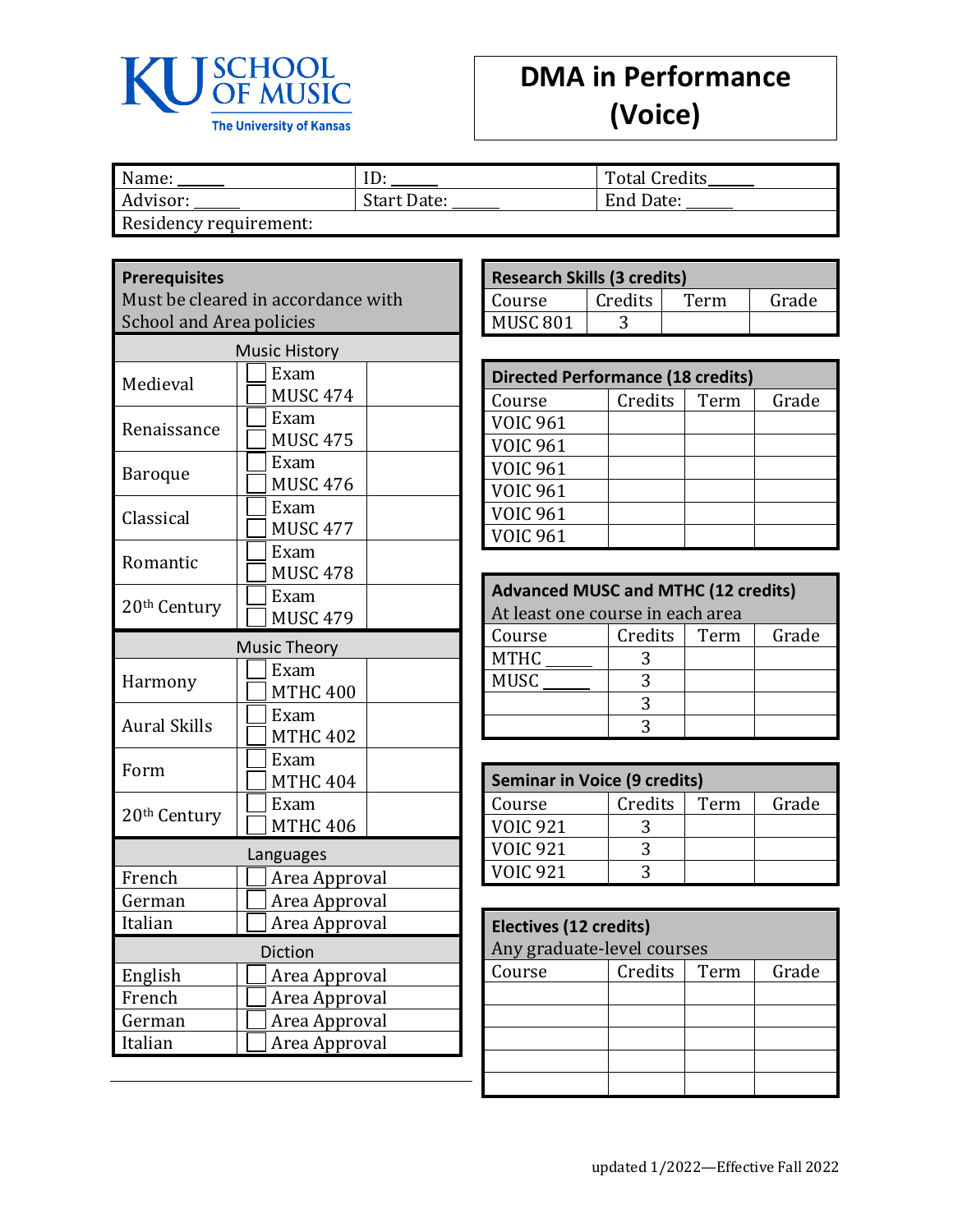KU SCHOOL OF MUSIC
The University of Kansas

# DMA in Performance (Voice)

| Name: ______ | ID: ______ | Total Credits ______ |
|---|---|---|
| Advisor: ______ | Start Date: ______ | End Date: ______ |
| Residency requirement: | | |

## Prerequisites

Must be cleared in accordance with School and Area policies

| Music History | | |
|---|---|---|
| Medieval | ☐ Exam<br>☐ MUSC 474 | |
| Renaissance | ☐ Exam<br>☐ MUSC 475 | |
| Baroque | ☐ Exam<br>☐ MUSC 476 | |
| Classical | ☐ Exam<br>☐ MUSC 477 | |
| Romantic | ☐ Exam<br>☐ MUSC 478 | |
| 20th Century | ☐ Exam<br>☐ MUSC 479 | |
| **Music Theory** | | |
| Harmony | ☐ Exam<br>☐ MTHC 400 | |
| Aural Skills | ☐ Exam<br>☐ MTHC 402 | |
| Form | ☐ Exam<br>☐ MTHC 404 | |
| 20th Century | ☐ Exam<br>☐ MTHC 406 | |
| **Languages** | | |
| French | ☐ Area Approval | |
| German | ☐ Area Approval | |
| Italian | ☐ Area Approval | |
| **Diction** | | |
| English | ☐ Area Approval | |
| French | ☐ Area Approval | |
| German | ☐ Area Approval | |
| Italian | ☐ Area Approval | |

## Research Skills (3 credits)

| Course | Credits | Term | Grade |
|---|---|---|---|
| MUSC 801 | 3 | | |

## Directed Performance (18 credits)

| Course | Credits | Term | Grade |
|---|---|---|---|
| VOIC 961 | | | |
| VOIC 961 | | | |
| VOIC 961 | | | |
| VOIC 961 | | | |
| VOIC 961 | | | |
| VOIC 961 | | | |

## Advanced MUSC and MTHC (12 credits)

At least one course in each area

| Course | Credits | Term | Grade |
|---|---|---|---|
| MTHC ______ | 3 | | |
| MUSC ______ | 3 | | |
| | 3 | | |
| | 3 | | |

## Seminar in Voice (9 credits)

| Course | Credits | Term | Grade |
|---|---|---|---|
| VOIC 921 | 3 | | |
| VOIC 921 | 3 | | |
| VOIC 921 | 3 | | |

## Electives (12 credits)

Any graduate-level courses

| Course | Credits | Term | Grade |
|---|---|---|---|
| | | | |
| | | | |
| | | | |
| | | | |
| | | | |

updated 1/2022—Effective Fall 2022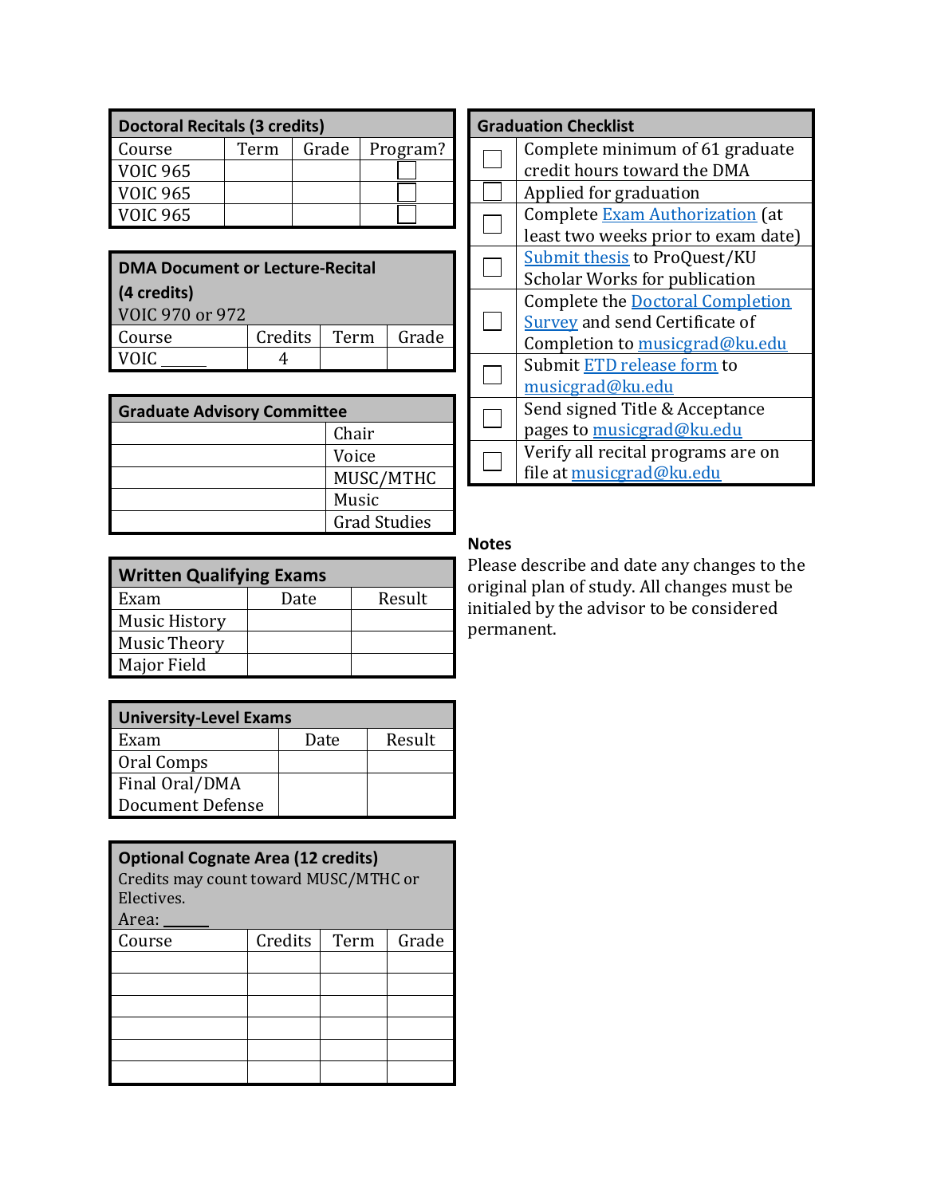### Doctoral Recitals (3 credits)

| Course | Term | Grade | Program? |
|---|---|---|---|
| VOIC 965 | | | ☐ |
| VOIC 965 | | | ☐ |
| VOIC 965 | | | ☐ |

### DMA Document or Lecture-Recital (4 credits)

VOIC 970 or 972

| Course | Credits | Term | Grade |
|---|---|---|---|
| VOIC ______ | 4 | | |

### Graduate Advisory Committee

| | |
|---|---|
| | Chair |
| | Voice |
| | MUSC/MTHC |
| | Music |
| | Grad Studies |

### Written Qualifying Exams

| Exam | Date | Result |
|---|---|---|
| Music History | | |
| Music Theory | | |
| Major Field | | |

### University-Level Exams

| Exam | Date | Result |
|---|---|---|
| Oral Comps | | |
| Final Oral/DMA Document Defense | | |

### Optional Cognate Area (12 credits)

Credits may count toward MUSC/MTHC or Electives.

Area: ______

| Course | Credits | Term | Grade |
|---|---|---|---|
| | | | |
| | | | |
| | | | |
| | | | |
| | | | |
| | | | |

### Graduation Checklist

| | |
|---|---|
| ☐ | Complete minimum of 61 graduate credit hours toward the DMA |
| ☐ | Applied for graduation |
| ☐ | Complete Exam Authorization (at least two weeks prior to exam date) |
| ☐ | Submit thesis to ProQuest/KU Scholar Works for publication |
| ☐ | Complete the Doctoral Completion Survey and send Certificate of Completion to musicgrad@ku.edu |
| ☐ | Submit ETD release form to musicgrad@ku.edu |
| ☐ | Send signed Title & Acceptance pages to musicgrad@ku.edu |
| ☐ | Verify all recital programs are on file at musicgrad@ku.edu |

### Notes

Please describe and date any changes to the original plan of study. All changes must be initialed by the advisor to be considered permanent.